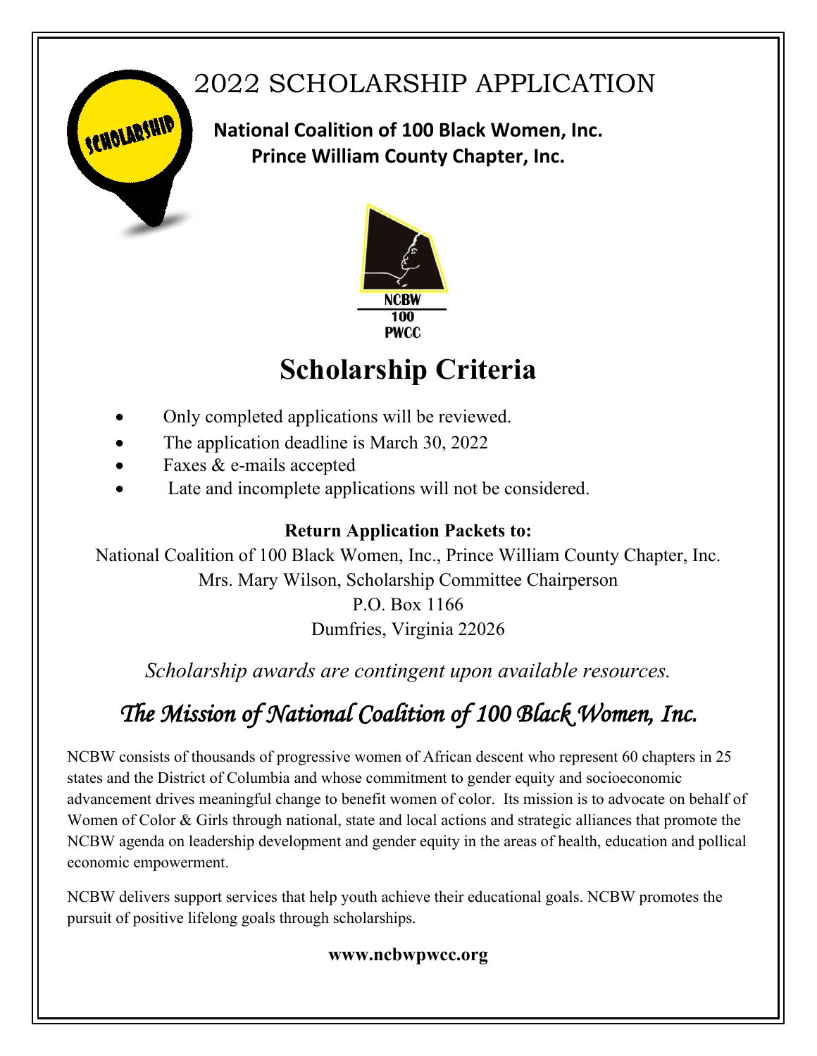# 2022 SCHOLARSHIP APPLICATION

**National Coalition of 100 Black Women, Inc.**
**Prince William County Chapter, Inc.**

NCBW
100
PWCC

## Scholarship Criteria

- Only completed applications will be reviewed.
- The application deadline is March 30, 2022
- Faxes & e-mails accepted
- Late and incomplete applications will not be considered.

**Return Application Packets to:**

National Coalition of 100 Black Women, Inc., Prince William County Chapter, Inc.
Mrs. Mary Wilson, Scholarship Committee Chairperson
P.O. Box 1166
Dumfries, Virginia 22026

*Scholarship awards are contingent upon available resources.*

## *The Mission of National Coalition of 100 Black Women, Inc.*

NCBW consists of thousands of progressive women of African descent who represent 60 chapters in 25 states and the District of Columbia and whose commitment to gender equity and socioeconomic advancement drives meaningful change to benefit women of color. Its mission is to advocate on behalf of Women of Color & Girls through national, state and local actions and strategic alliances that promote the NCBW agenda on leadership development and gender equity in the areas of health, education and pollical economic empowerment.

NCBW delivers support services that help youth achieve their educational goals. NCBW promotes the pursuit of positive lifelong goals through scholarships.

**www.ncbwpwcc.org**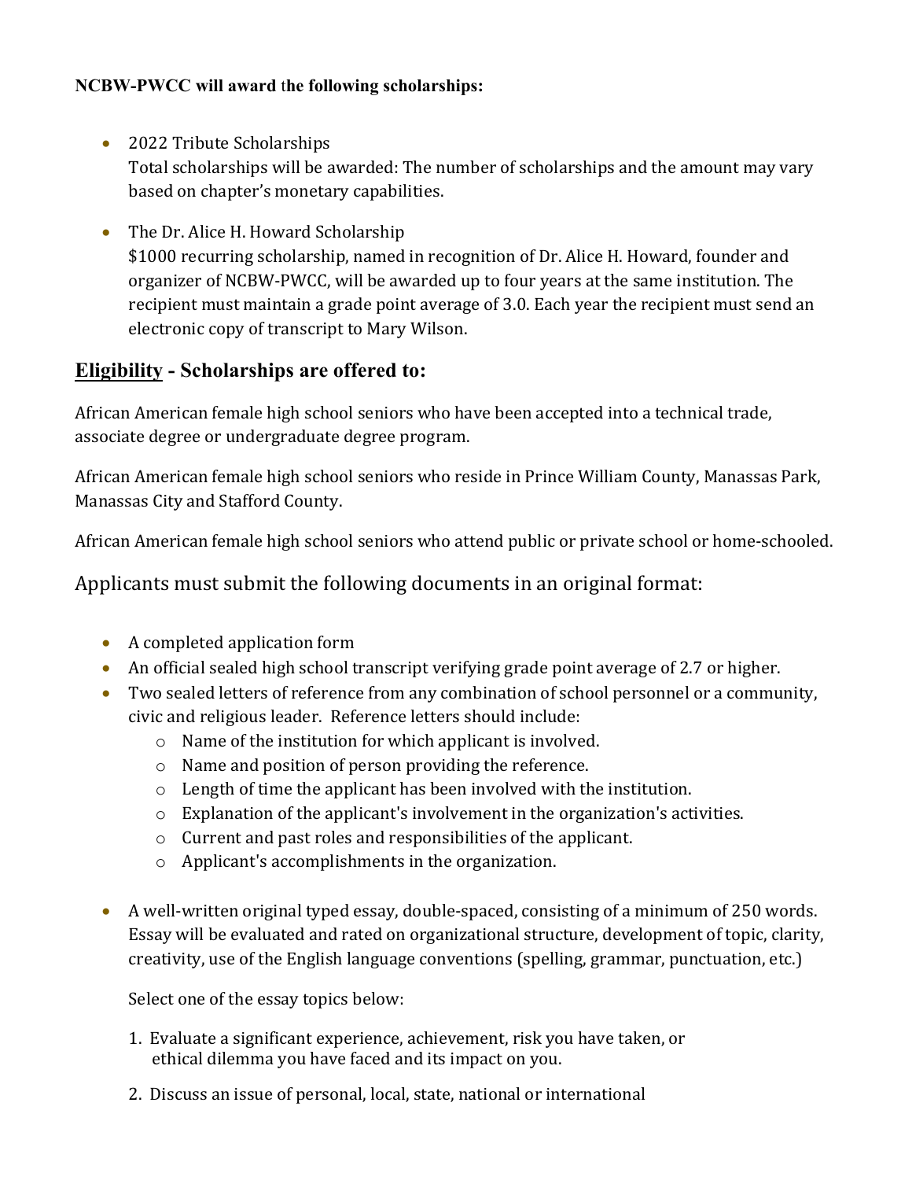**NCBW-PWCC will award the following scholarships:**

- 2022 Tribute Scholarships
  Total scholarships will be awarded: The number of scholarships and the amount may vary based on chapter's monetary capabilities.

- The Dr. Alice H. Howard Scholarship
  $1000 recurring scholarship, named in recognition of Dr. Alice H. Howard, founder and organizer of NCBW-PWCC, will be awarded up to four years at the same institution. The recipient must maintain a grade point average of 3.0. Each year the recipient must send an electronic copy of transcript to Mary Wilson.

## Eligibility - Scholarships are offered to:

African American female high school seniors who have been accepted into a technical trade, associate degree or undergraduate degree program.

African American female high school seniors who reside in Prince William County, Manassas Park, Manassas City and Stafford County.

African American female high school seniors who attend public or private school or home-schooled.

Applicants must submit the following documents in an original format:

- A completed application form
- An official sealed high school transcript verifying grade point average of 2.7 or higher.
- Two sealed letters of reference from any combination of school personnel or a community, civic and religious leader. Reference letters should include:
  - Name of the institution for which applicant is involved.
  - Name and position of person providing the reference.
  - Length of time the applicant has been involved with the institution.
  - Explanation of the applicant's involvement in the organization's activities.
  - Current and past roles and responsibilities of the applicant.
  - Applicant's accomplishments in the organization.

- A well-written original typed essay, double-spaced, consisting of a minimum of 250 words. Essay will be evaluated and rated on organizational structure, development of topic, clarity, creativity, use of the English language conventions (spelling, grammar, punctuation, etc.)

  Select one of the essay topics below:

  1. Evaluate a significant experience, achievement, risk you have taken, or ethical dilemma you have faced and its impact on you.
  2. Discuss an issue of personal, local, state, national or international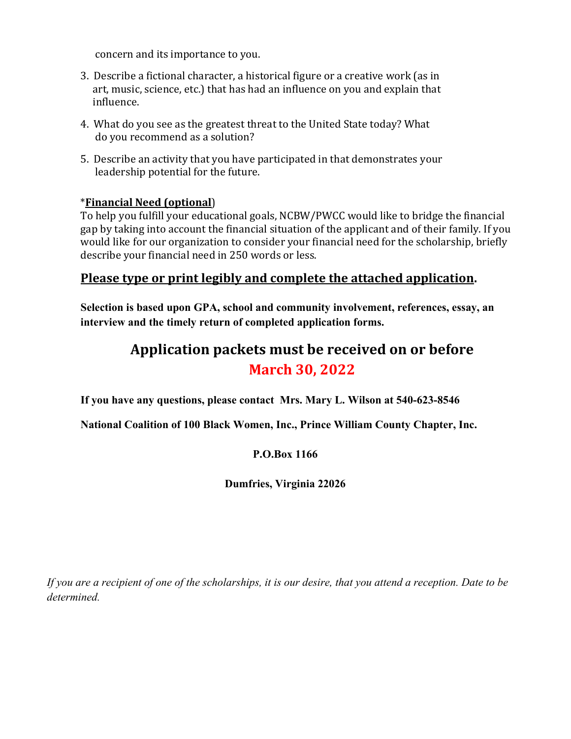concern and its importance to you.

3. Describe a fictional character, a historical figure or a creative work (as in art, music, science, etc.) that has had an influence on you and explain that influence.

4. What do you see as the greatest threat to the United State today? What do you recommend as a solution?

5. Describe an activity that you have participated in that demonstrates your leadership potential for the future.

*__Financial Need (optional__)
To help you fulfill your educational goals, NCBW/PWCC would like to bridge the financial gap by taking into account the financial situation of the applicant and of their family. If you would like for our organization to consider your financial need for the scholarship, briefly describe your financial need in 250 words or less.

## <u>Please type or print legibly and complete the attached application</u>.

**Selection is based upon GPA, school and community involvement, references, essay, an interview and the timely return of completed application forms.**

## Application packets must be received on or before March 30, 2022

**If you have any questions, please contact Mrs. Mary L. Wilson at 540-623-8546**

**National Coalition of 100 Black Women, Inc., Prince William County Chapter, Inc.**

**P.O.Box 1166**

**Dumfries, Virginia 22026**

*If you are a recipient of one of the scholarships, it is our desire, that you attend a reception. Date to be determined.*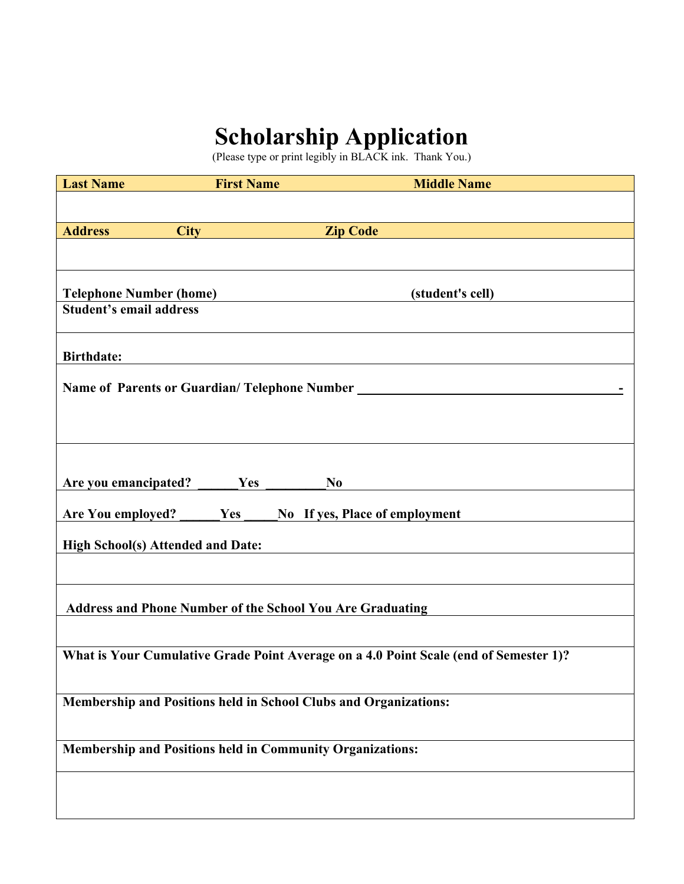# Scholarship Application

(Please type or print legibly in BLACK ink. Thank You.)

| **Last Name** | **First Name** | **Middle Name** |
|---|---|---|
| | | |

| **Address** | **City** | **Zip Code** |
|---|---|---|
| | | |

**Telephone Number (home)** **(student's cell)**

**Student's email address**

**Birthdate:**

**Name of Parents or Guardian/ Telephone Number** ________________________________________-

**Are you emancipated?** ______**Yes** _________**No**

**Are You employed?** ______**Yes** _____**No** **If yes, Place of employment**

**High School(s) Attended and Date:**

**Address and Phone Number of the School You Are Graduating**

**What is Your Cumulative Grade Point Average on a 4.0 Point Scale (end of Semester 1)?**

**Membership and Positions held in School Clubs and Organizations:**

**Membership and Positions held in Community Organizations:**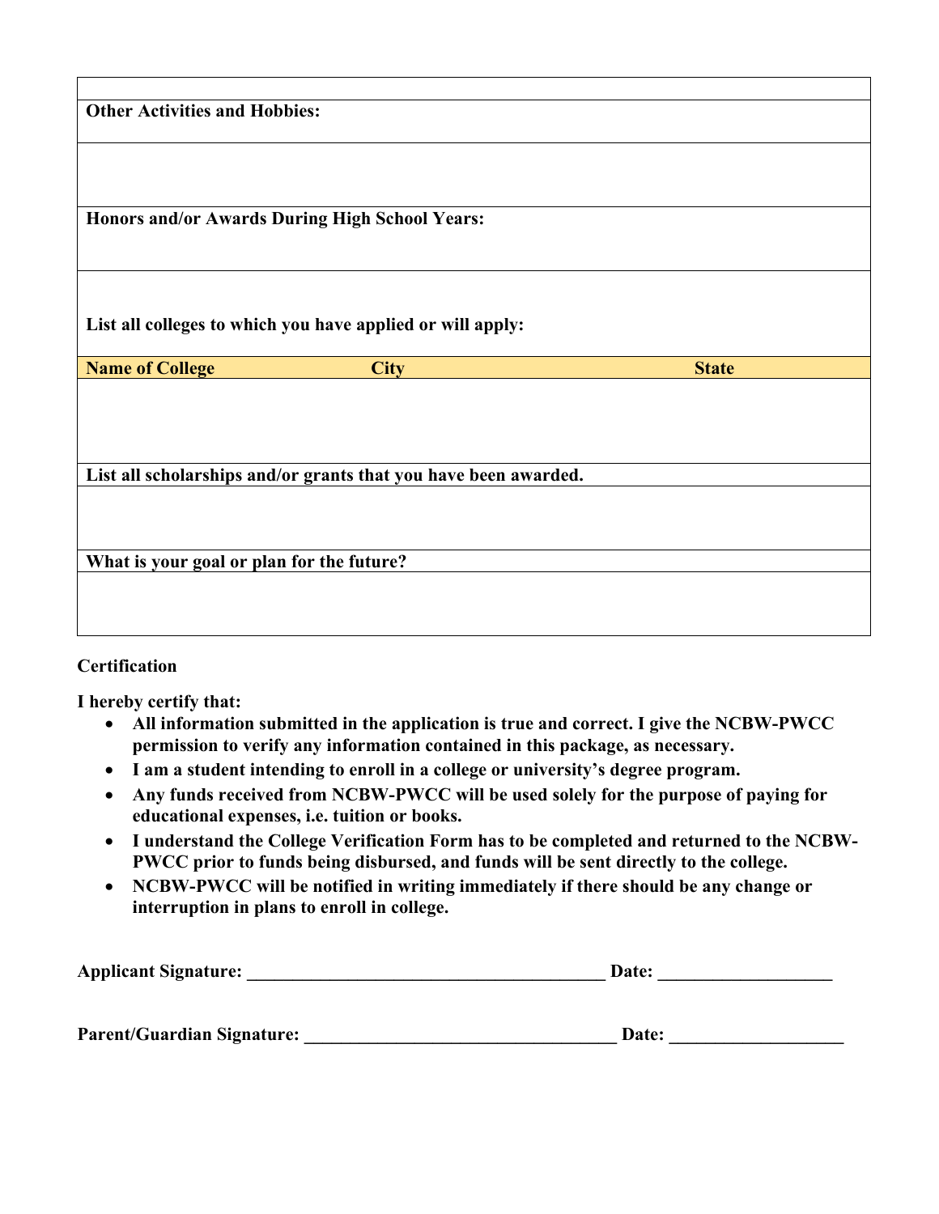**Other Activities and Hobbies:**

**Honors and/or Awards During High School Years:**

**List all colleges to which you have applied or will apply:**

| Name of College | City | State |
| --- | --- | --- |
| | | |

**List all scholarships and/or grants that you have been awarded.**

**What is your goal or plan for the future?**

**Certification**

**I hereby certify that:**

- **All information submitted in the application is true and correct. I give the NCBW-PWCC permission to verify any information contained in this package, as necessary.**
- **I am a student intending to enroll in a college or university's degree program.**
- **Any funds received from NCBW-PWCC will be used solely for the purpose of paying for educational expenses, i.e. tuition or books.**
- **I understand the College Verification Form has to be completed and returned to the NCBW-PWCC prior to funds being disbursed, and funds will be sent directly to the college.**
- **NCBW-PWCC will be notified in writing immediately if there should be any change or interruption in plans to enroll in college.**

**Applicant Signature: _______________________________________ Date: ___________________**

**Parent/Guardian Signature: __________________________________ Date: ___________________**